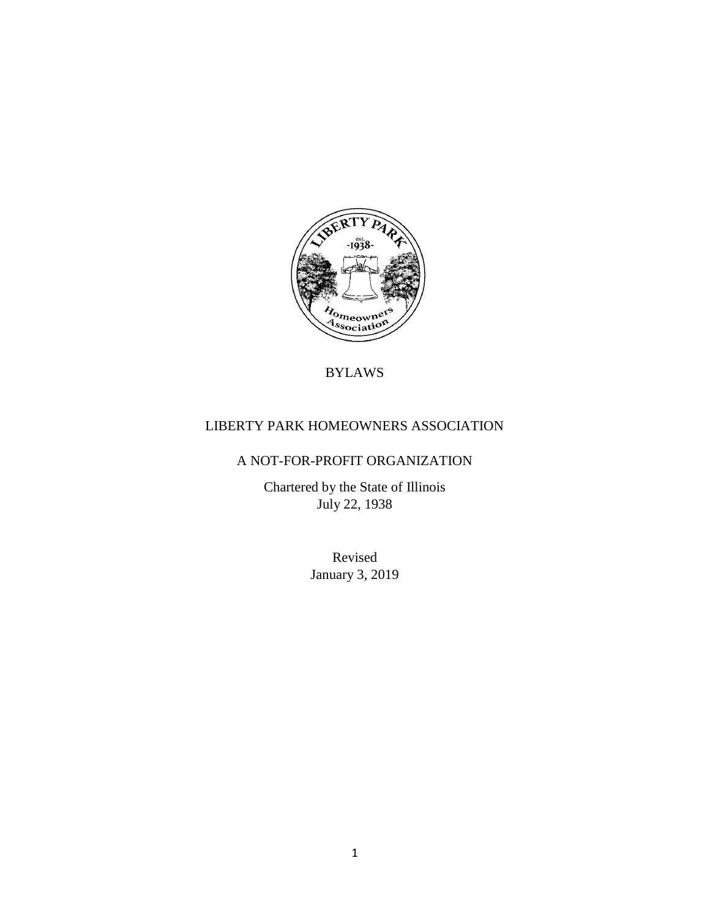# BYLAWS

## LIBERTY PARK HOMEOWNERS ASSOCIATION

## A NOT-FOR-PROFIT ORGANIZATION

Chartered by the State of Illinois
July 22, 1938

Revised
January 3, 2019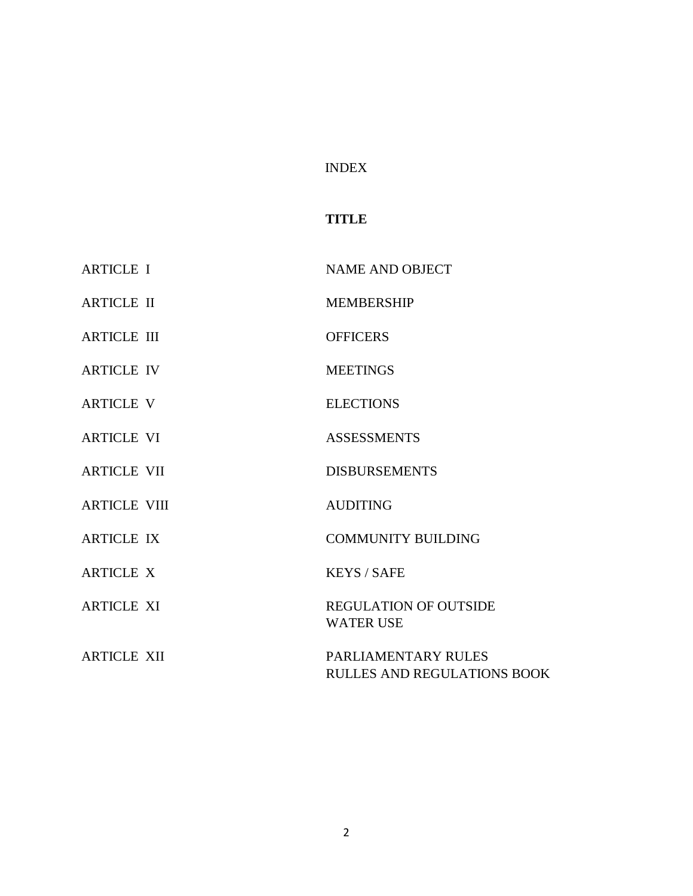# INDEX

| | **TITLE** |
|---|---|
| ARTICLE I | NAME AND OBJECT |
| ARTICLE II | MEMBERSHIP |
| ARTICLE III | OFFICERS |
| ARTICLE IV | MEETINGS |
| ARTICLE V | ELECTIONS |
| ARTICLE VI | ASSESSMENTS |
| ARTICLE VII | DISBURSEMENTS |
| ARTICLE VIII | AUDITING |
| ARTICLE IX | COMMUNITY BUILDING |
| ARTICLE X | KEYS / SAFE |
| ARTICLE XI | REGULATION OF OUTSIDE WATER USE |
| ARTICLE XII | PARLIAMENTARY RULES RULLES AND REGULATIONS BOOK |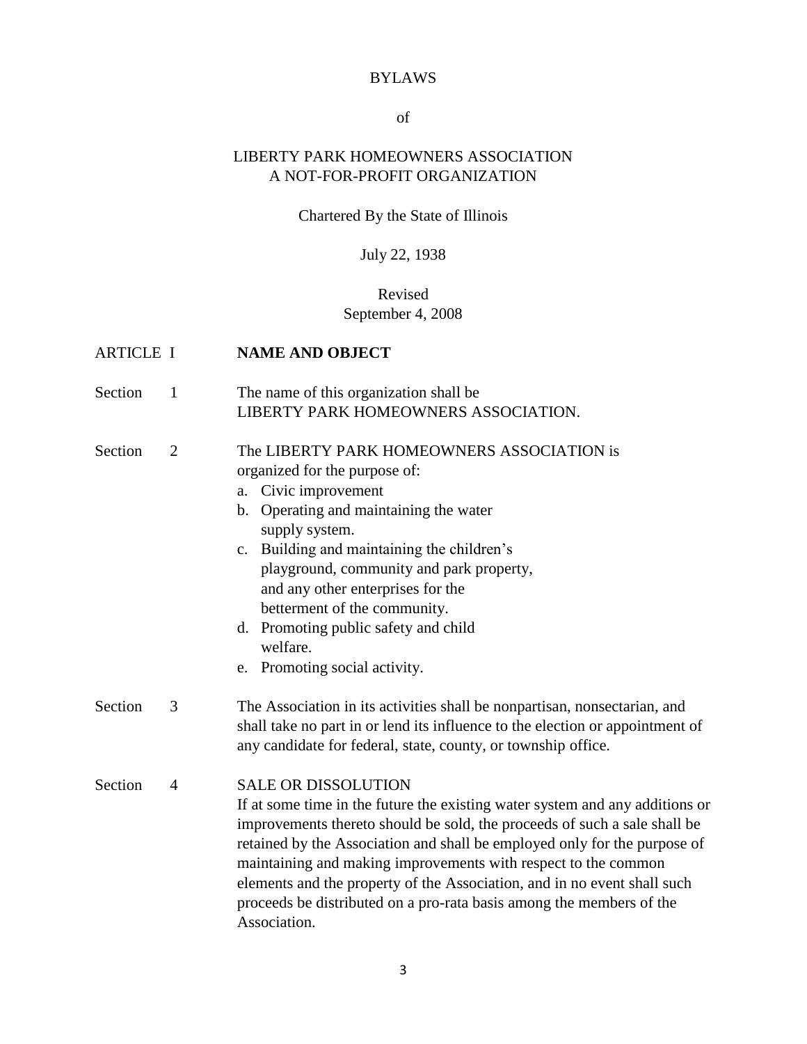# BYLAWS

of

## LIBERTY PARK HOMEOWNERS ASSOCIATION
## A NOT-FOR-PROFIT ORGANIZATION

Chartered By the State of Illinois

July 22, 1938

Revised
September 4, 2008

## ARTICLE I **NAME AND OBJECT**

**Section 1** The name of this organization shall be LIBERTY PARK HOMEOWNERS ASSOCIATION.

**Section 2** The LIBERTY PARK HOMEOWNERS ASSOCIATION is organized for the purpose of:

a. Civic improvement
b. Operating and maintaining the water supply system.
c. Building and maintaining the children's playground, community and park property, and any other enterprises for the betterment of the community.
d. Promoting public safety and child welfare.
e. Promoting social activity.

**Section 3** The Association in its activities shall be nonpartisan, nonsectarian, and shall take no part in or lend its influence to the election or appointment of any candidate for federal, state, county, or township office.

**Section 4** SALE OR DISSOLUTION

If at some time in the future the existing water system and any additions or improvements thereto should be sold, the proceeds of such a sale shall be retained by the Association and shall be employed only for the purpose of maintaining and making improvements with respect to the common elements and the property of the Association, and in no event shall such proceeds be distributed on a pro-rata basis among the members of the Association.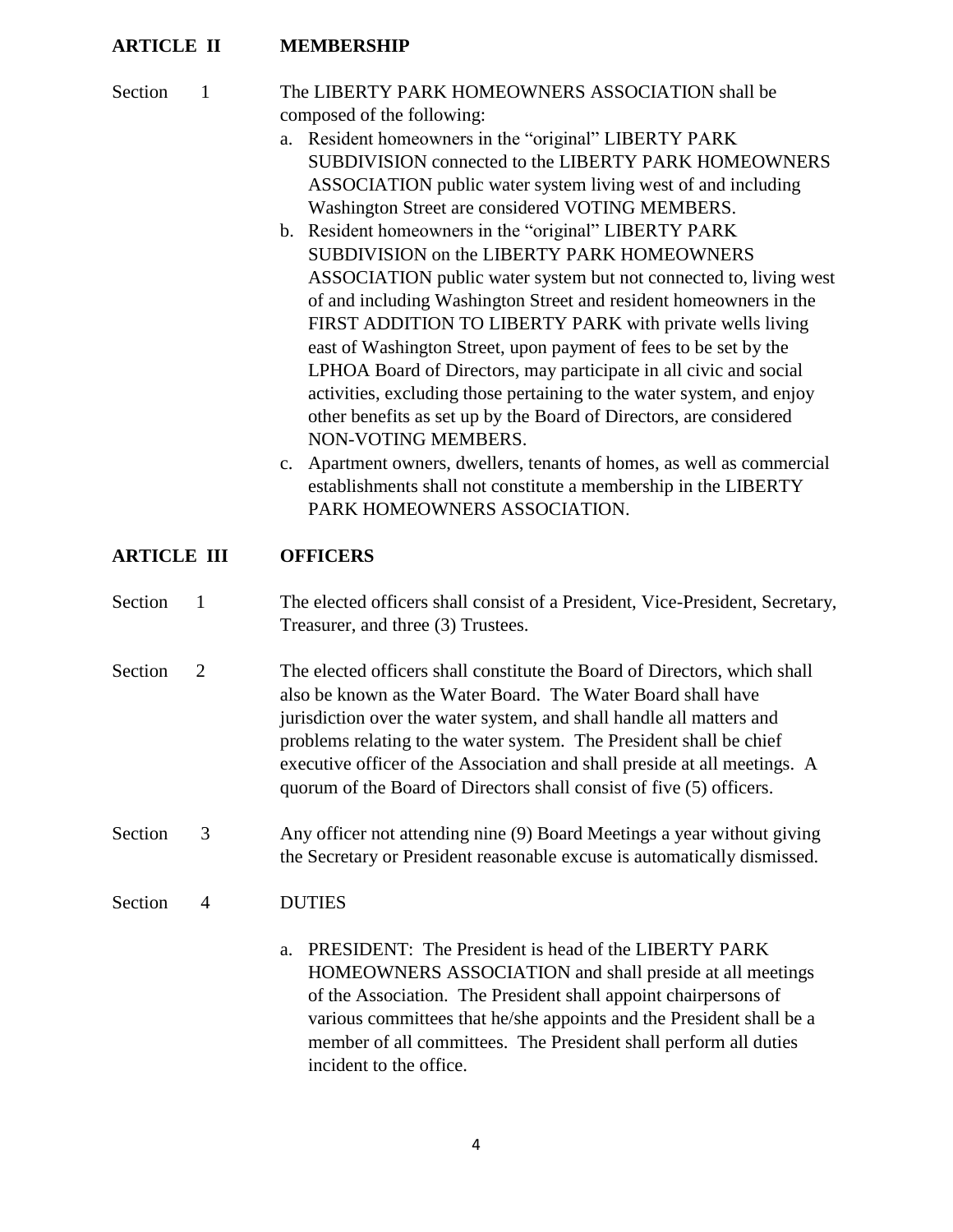## ARTICLE II MEMBERSHIP

**Section 1** The LIBERTY PARK HOMEOWNERS ASSOCIATION shall be composed of the following:

a. Resident homeowners in the "original" LIBERTY PARK SUBDIVISION connected to the LIBERTY PARK HOMEOWNERS ASSOCIATION public water system living west of and including Washington Street are considered VOTING MEMBERS.

b. Resident homeowners in the "original" LIBERTY PARK SUBDIVISION on the LIBERTY PARK HOMEOWNERS ASSOCIATION public water system but not connected to, living west of and including Washington Street and resident homeowners in the FIRST ADDITION TO LIBERTY PARK with private wells living east of Washington Street, upon payment of fees to be set by the LPHOA Board of Directors, may participate in all civic and social activities, excluding those pertaining to the water system, and enjoy other benefits as set up by the Board of Directors, are considered NON-VOTING MEMBERS.

c. Apartment owners, dwellers, tenants of homes, as well as commercial establishments shall not constitute a membership in the LIBERTY PARK HOMEOWNERS ASSOCIATION.

## ARTICLE III OFFICERS

**Section 1** The elected officers shall consist of a President, Vice-President, Secretary, Treasurer, and three (3) Trustees.

**Section 2** The elected officers shall constitute the Board of Directors, which shall also be known as the Water Board. The Water Board shall have jurisdiction over the water system, and shall handle all matters and problems relating to the water system. The President shall be chief executive officer of the Association and shall preside at all meetings. A quorum of the Board of Directors shall consist of five (5) officers.

**Section 3** Any officer not attending nine (9) Board Meetings a year without giving the Secretary or President reasonable excuse is automatically dismissed.

**Section 4** DUTIES

a. PRESIDENT: The President is head of the LIBERTY PARK HOMEOWNERS ASSOCIATION and shall preside at all meetings of the Association. The President shall appoint chairpersons of various committees that he/she appoints and the President shall be a member of all committees. The President shall perform all duties incident to the office.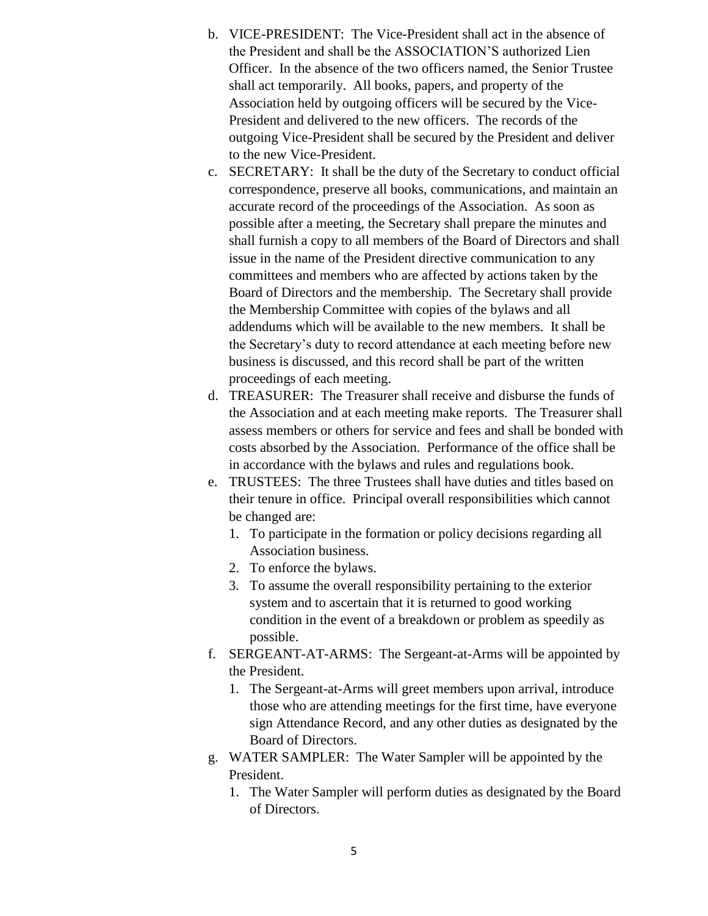b. VICE-PRESIDENT: The Vice-President shall act in the absence of the President and shall be the ASSOCIATION'S authorized Lien Officer. In the absence of the two officers named, the Senior Trustee shall act temporarily. All books, papers, and property of the Association held by outgoing officers will be secured by the Vice-President and delivered to the new officers. The records of the outgoing Vice-President shall be secured by the President and deliver to the new Vice-President.

c. SECRETARY: It shall be the duty of the Secretary to conduct official correspondence, preserve all books, communications, and maintain an accurate record of the proceedings of the Association. As soon as possible after a meeting, the Secretary shall prepare the minutes and shall furnish a copy to all members of the Board of Directors and shall issue in the name of the President directive communication to any committees and members who are affected by actions taken by the Board of Directors and the membership. The Secretary shall provide the Membership Committee with copies of the bylaws and all addendums which will be available to the new members. It shall be the Secretary's duty to record attendance at each meeting before new business is discussed, and this record shall be part of the written proceedings of each meeting.

d. TREASURER: The Treasurer shall receive and disburse the funds of the Association and at each meeting make reports. The Treasurer shall assess members or others for service and fees and shall be bonded with costs absorbed by the Association. Performance of the office shall be in accordance with the bylaws and rules and regulations book.

e. TRUSTEES: The three Trustees shall have duties and titles based on their tenure in office. Principal overall responsibilities which cannot be changed are:
   1. To participate in the formation or policy decisions regarding all Association business.
   2. To enforce the bylaws.
   3. To assume the overall responsibility pertaining to the exterior system and to ascertain that it is returned to good working condition in the event of a breakdown or problem as speedily as possible.

f. SERGEANT-AT-ARMS: The Sergeant-at-Arms will be appointed by the President.
   1. The Sergeant-at-Arms will greet members upon arrival, introduce those who are attending meetings for the first time, have everyone sign Attendance Record, and any other duties as designated by the Board of Directors.

g. WATER SAMPLER: The Water Sampler will be appointed by the President.
   1. The Water Sampler will perform duties as designated by the Board of Directors.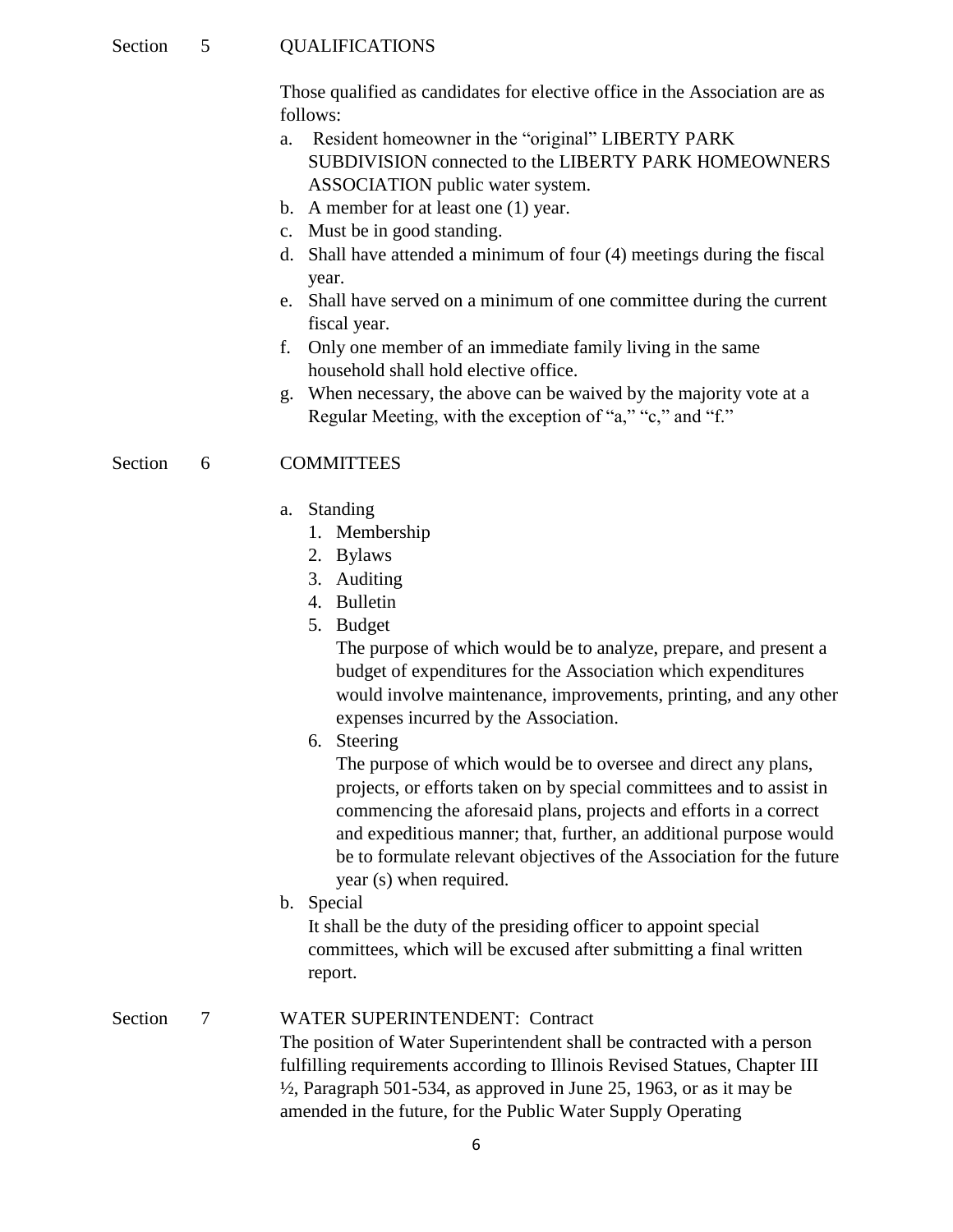## Section 5 QUALIFICATIONS

Those qualified as candidates for elective office in the Association are as follows:

a. Resident homeowner in the "original" LIBERTY PARK SUBDIVISION connected to the LIBERTY PARK HOMEOWNERS ASSOCIATION public water system.
b. A member for at least one (1) year.
c. Must be in good standing.
d. Shall have attended a minimum of four (4) meetings during the fiscal year.
e. Shall have served on a minimum of one committee during the current fiscal year.
f. Only one member of an immediate family living in the same household shall hold elective office.
g. When necessary, the above can be waived by the majority vote at a Regular Meeting, with the exception of "a," "c," and "f."

## Section 6 COMMITTEES

a. Standing
   1. Membership
   2. Bylaws
   3. Auditing
   4. Bulletin
   5. Budget
      The purpose of which would be to analyze, prepare, and present a budget of expenditures for the Association which expenditures would involve maintenance, improvements, printing, and any other expenses incurred by the Association.
   6. Steering
      The purpose of which would be to oversee and direct any plans, projects, or efforts taken on by special committees and to assist in commencing the aforesaid plans, projects and efforts in a correct and expeditious manner; that, further, an additional purpose would be to formulate relevant objectives of the Association for the future year (s) when required.

b. Special
   It shall be the duty of the presiding officer to appoint special committees, which will be excused after submitting a final written report.

## Section 7 WATER SUPERINTENDENT: Contract

The position of Water Superintendent shall be contracted with a person fulfilling requirements according to Illinois Revised Statues, Chapter III ½, Paragraph 501-534, as approved in June 25, 1963, or as it may be amended in the future, for the Public Water Supply Operating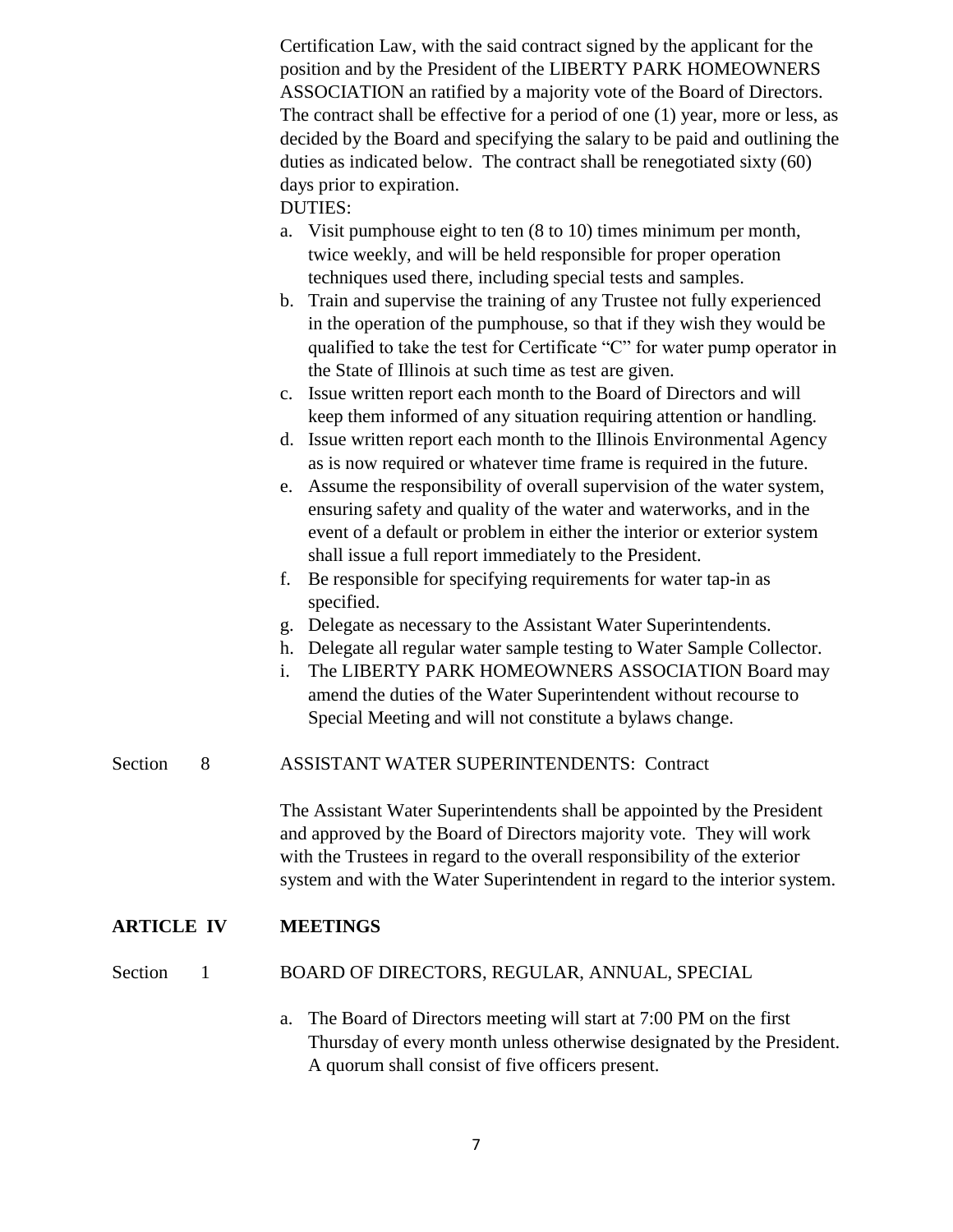Certification Law, with the said contract signed by the applicant for the position and by the President of the LIBERTY PARK HOMEOWNERS ASSOCIATION an ratified by a majority vote of the Board of Directors. The contract shall be effective for a period of one (1) year, more or less, as decided by the Board and specifying the salary to be paid and outlining the duties as indicated below. The contract shall be renegotiated sixty (60) days prior to expiration.

DUTIES:

a. Visit pumphouse eight to ten (8 to 10) times minimum per month, twice weekly, and will be held responsible for proper operation techniques used there, including special tests and samples.
b. Train and supervise the training of any Trustee not fully experienced in the operation of the pumphouse, so that if they wish they would be qualified to take the test for Certificate "C" for water pump operator in the State of Illinois at such time as test are given.
c. Issue written report each month to the Board of Directors and will keep them informed of any situation requiring attention or handling.
d. Issue written report each month to the Illinois Environmental Agency as is now required or whatever time frame is required in the future.
e. Assume the responsibility of overall supervision of the water system, ensuring safety and quality of the water and waterworks, and in the event of a default or problem in either the interior or exterior system shall issue a full report immediately to the President.
f. Be responsible for specifying requirements for water tap-in as specified.
g. Delegate as necessary to the Assistant Water Superintendents.
h. Delegate all regular water sample testing to Water Sample Collector.
i. The LIBERTY PARK HOMEOWNERS ASSOCIATION Board may amend the duties of the Water Superintendent without recourse to Special Meeting and will not constitute a bylaws change.

Section 8 ASSISTANT WATER SUPERINTENDENTS: Contract

The Assistant Water Superintendents shall be appointed by the President and approved by the Board of Directors majority vote. They will work with the Trustees in regard to the overall responsibility of the exterior system and with the Water Superintendent in regard to the interior system.

## ARTICLE IV MEETINGS

Section 1 BOARD OF DIRECTORS, REGULAR, ANNUAL, SPECIAL

a. The Board of Directors meeting will start at 7:00 PM on the first Thursday of every month unless otherwise designated by the President. A quorum shall consist of five officers present.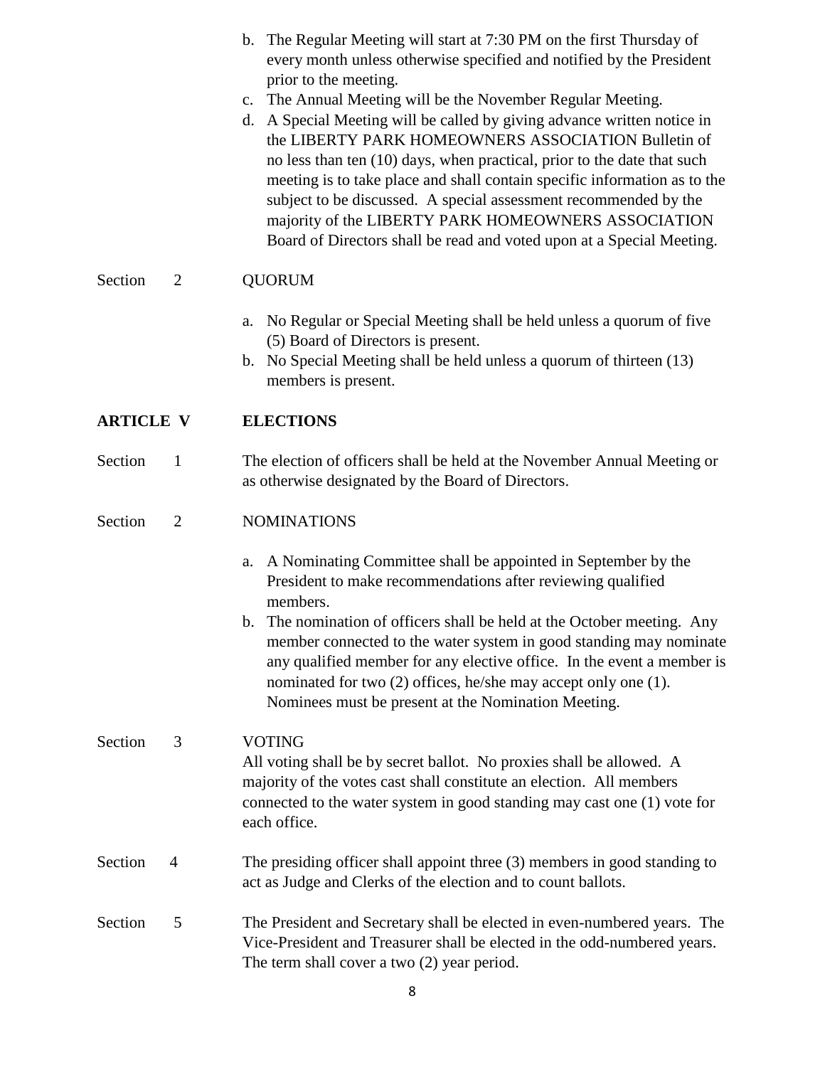b. The Regular Meeting will start at 7:30 PM on the first Thursday of every month unless otherwise specified and notified by the President prior to the meeting.
c. The Annual Meeting will be the November Regular Meeting.
d. A Special Meeting will be called by giving advance written notice in the LIBERTY PARK HOMEOWNERS ASSOCIATION Bulletin of no less than ten (10) days, when practical, prior to the date that such meeting is to take place and shall contain specific information as to the subject to be discussed. A special assessment recommended by the majority of the LIBERTY PARK HOMEOWNERS ASSOCIATION Board of Directors shall be read and voted upon at a Special Meeting.

Section 2 QUORUM

a. No Regular or Special Meeting shall be held unless a quorum of five (5) Board of Directors is present.
b. No Special Meeting shall be held unless a quorum of thirteen (13) members is present.

## ARTICLE V ELECTIONS

Section 1 The election of officers shall be held at the November Annual Meeting or as otherwise designated by the Board of Directors.

Section 2 NOMINATIONS

a. A Nominating Committee shall be appointed in September by the President to make recommendations after reviewing qualified members.
b. The nomination of officers shall be held at the October meeting. Any member connected to the water system in good standing may nominate any qualified member for any elective office. In the event a member is nominated for two (2) offices, he/she may accept only one (1). Nominees must be present at the Nomination Meeting.

Section 3 VOTING
All voting shall be by secret ballot. No proxies shall be allowed. A majority of the votes cast shall constitute an election. All members connected to the water system in good standing may cast one (1) vote for each office.

Section 4 The presiding officer shall appoint three (3) members in good standing to act as Judge and Clerks of the election and to count ballots.

Section 5 The President and Secretary shall be elected in even-numbered years. The Vice-President and Treasurer shall be elected in the odd-numbered years. The term shall cover a two (2) year period.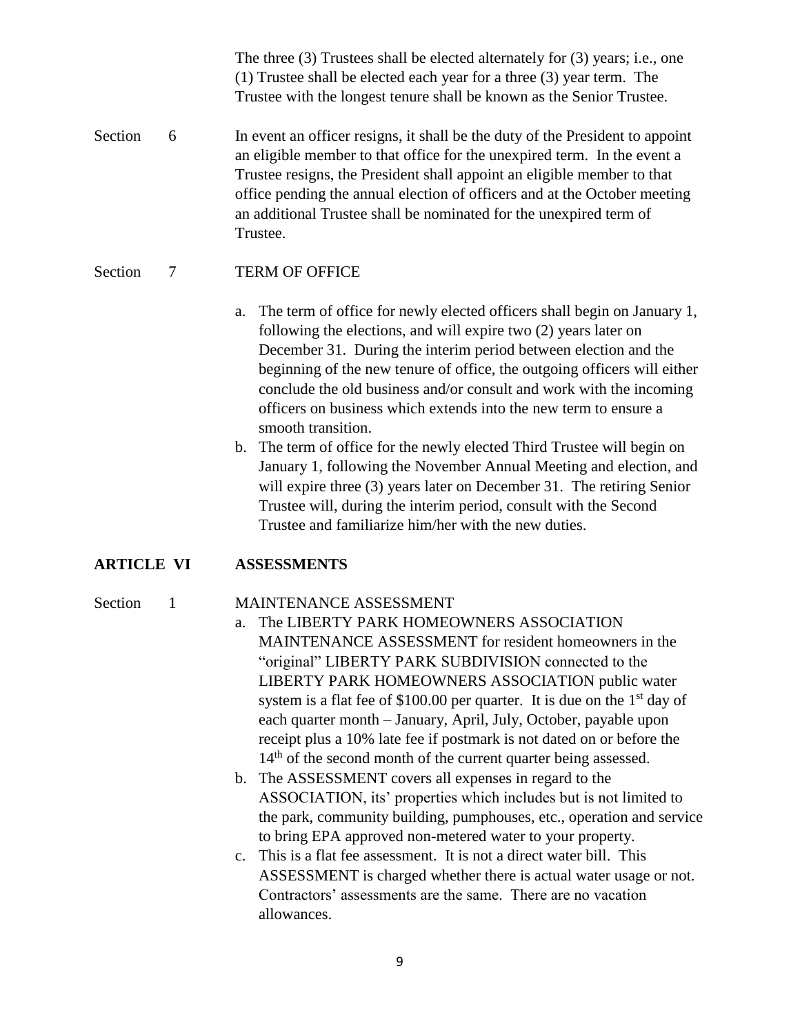The three (3) Trustees shall be elected alternately for (3) years; i.e., one (1) Trustee shall be elected each year for a three (3) year term. The Trustee with the longest tenure shall be known as the Senior Trustee.

Section 6 In event an officer resigns, it shall be the duty of the President to appoint an eligible member to that office for the unexpired term. In the event a Trustee resigns, the President shall appoint an eligible member to that office pending the annual election of officers and at the October meeting an additional Trustee shall be nominated for the unexpired term of Trustee.

Section 7 TERM OF OFFICE

a. The term of office for newly elected officers shall begin on January 1, following the elections, and will expire two (2) years later on December 31. During the interim period between election and the beginning of the new tenure of office, the outgoing officers will either conclude the old business and/or consult and work with the incoming officers on business which extends into the new term to ensure a smooth transition.
b. The term of office for the newly elected Third Trustee will begin on January 1, following the November Annual Meeting and election, and will expire three (3) years later on December 31. The retiring Senior Trustee will, during the interim period, consult with the Second Trustee and familiarize him/her with the new duties.

## ARTICLE VI ASSESSMENTS

Section 1 MAINTENANCE ASSESSMENT

a. The LIBERTY PARK HOMEOWNERS ASSOCIATION MAINTENANCE ASSESSMENT for resident homeowners in the "original" LIBERTY PARK SUBDIVISION connected to the LIBERTY PARK HOMEOWNERS ASSOCIATION public water system is a flat fee of $100.00 per quarter. It is due on the 1st day of each quarter month – January, April, July, October, payable upon receipt plus a 10% late fee if postmark is not dated on or before the 14th of the second month of the current quarter being assessed.
b. The ASSESSMENT covers all expenses in regard to the ASSOCIATION, its' properties which includes but is not limited to the park, community building, pumphouses, etc., operation and service to bring EPA approved non-metered water to your property.
c. This is a flat fee assessment. It is not a direct water bill. This ASSESSMENT is charged whether there is actual water usage or not. Contractors' assessments are the same. There are no vacation allowances.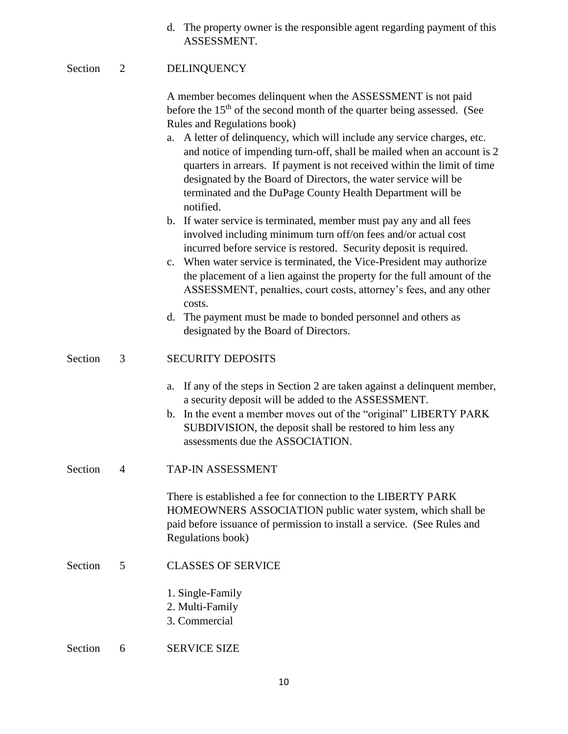d. The property owner is the responsible agent regarding payment of this ASSESSMENT.

## Section 2 DELINQUENCY

A member becomes delinquent when the ASSESSMENT is not paid before the 15th of the second month of the quarter being assessed. (See Rules and Regulations book)

a. A letter of delinquency, which will include any service charges, etc. and notice of impending turn-off, shall be mailed when an account is 2 quarters in arrears. If payment is not received within the limit of time designated by the Board of Directors, the water service will be terminated and the DuPage County Health Department will be notified.
b. If water service is terminated, member must pay any and all fees involved including minimum turn off/on fees and/or actual cost incurred before service is restored. Security deposit is required.
c. When water service is terminated, the Vice-President may authorize the placement of a lien against the property for the full amount of the ASSESSMENT, penalties, court costs, attorney's fees, and any other costs.
d. The payment must be made to bonded personnel and others as designated by the Board of Directors.

## Section 3 SECURITY DEPOSITS

a. If any of the steps in Section 2 are taken against a delinquent member, a security deposit will be added to the ASSESSMENT.
b. In the event a member moves out of the "original" LIBERTY PARK SUBDIVISION, the deposit shall be restored to him less any assessments due the ASSOCIATION.

## Section 4 TAP-IN ASSESSMENT

There is established a fee for connection to the LIBERTY PARK HOMEOWNERS ASSOCIATION public water system, which shall be paid before issuance of permission to install a service. (See Rules and Regulations book)

## Section 5 CLASSES OF SERVICE

1. Single-Family
2. Multi-Family
3. Commercial

## Section 6 SERVICE SIZE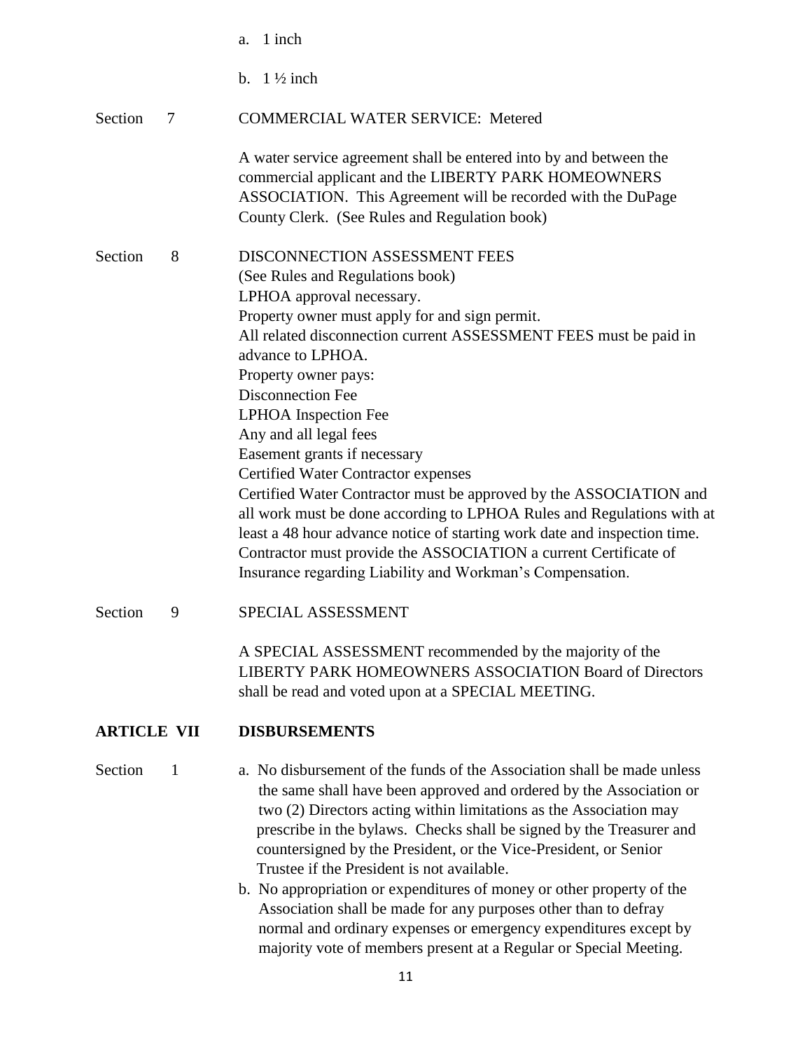a. 1 inch

b. 1 ½ inch

Section 7 COMMERCIAL WATER SERVICE: Metered

A water service agreement shall be entered into by and between the commercial applicant and the LIBERTY PARK HOMEOWNERS ASSOCIATION. This Agreement will be recorded with the DuPage County Clerk. (See Rules and Regulation book)

Section 8 DISCONNECTION ASSESSMENT FEES

(See Rules and Regulations book)
LPHOA approval necessary.
Property owner must apply for and sign permit.
All related disconnection current ASSESSMENT FEES must be paid in advance to LPHOA.
Property owner pays:
Disconnection Fee
LPHOA Inspection Fee
Any and all legal fees
Easement grants if necessary
Certified Water Contractor expenses
Certified Water Contractor must be approved by the ASSOCIATION and all work must be done according to LPHOA Rules and Regulations with at least a 48 hour advance notice of starting work date and inspection time. Contractor must provide the ASSOCIATION a current Certificate of Insurance regarding Liability and Workman's Compensation.

Section 9 SPECIAL ASSESSMENT

A SPECIAL ASSESSMENT recommended by the majority of the LIBERTY PARK HOMEOWNERS ASSOCIATION Board of Directors shall be read and voted upon at a SPECIAL MEETING.

## ARTICLE VII DISBURSEMENTS

Section 1

a. No disbursement of the funds of the Association shall be made unless the same shall have been approved and ordered by the Association or two (2) Directors acting within limitations as the Association may prescribe in the bylaws. Checks shall be signed by the Treasurer and countersigned by the President, or the Vice-President, or Senior Trustee if the President is not available.
b. No appropriation or expenditures of money or other property of the Association shall be made for any purposes other than to defray normal and ordinary expenses or emergency expenditures except by majority vote of members present at a Regular or Special Meeting.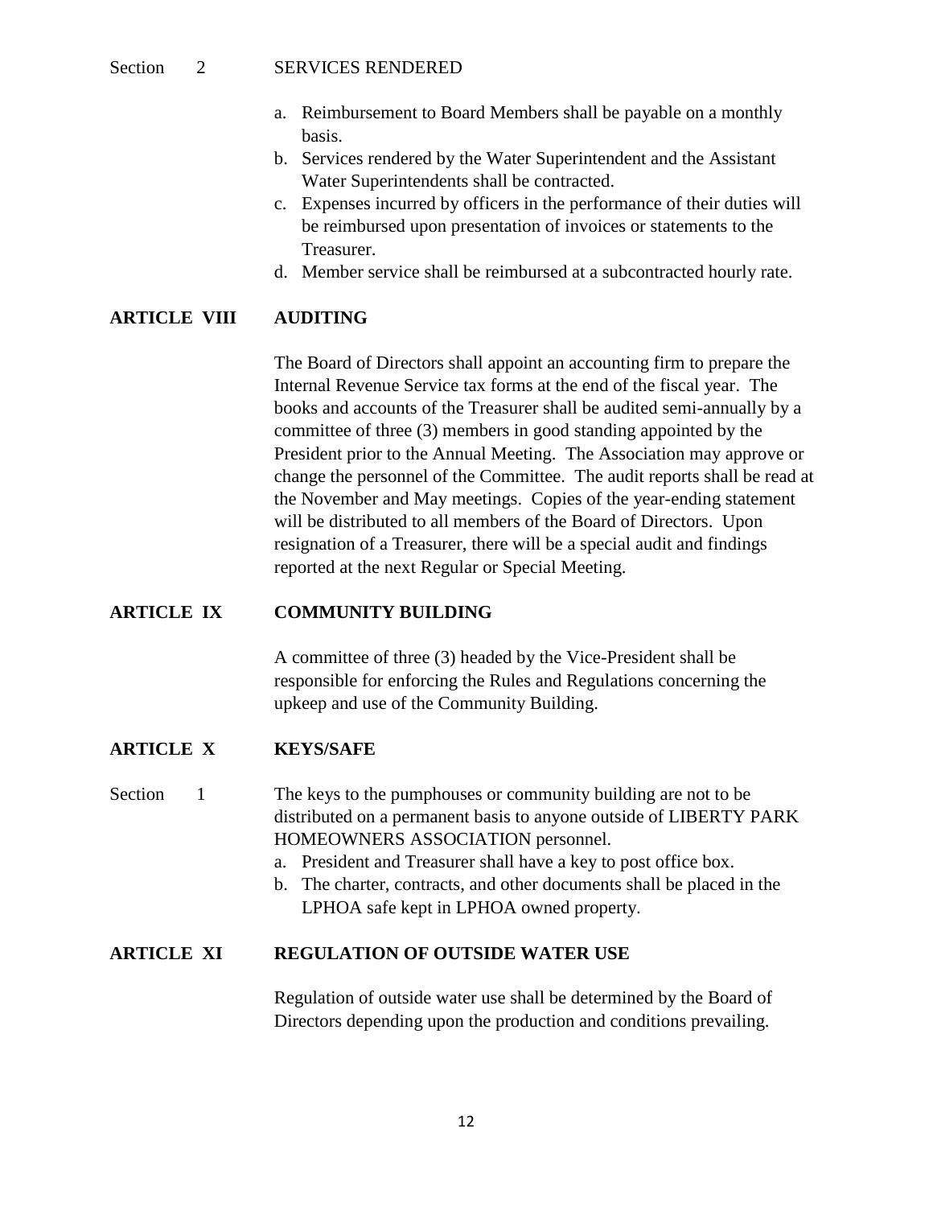### Section 2 SERVICES RENDERED

a. Reimbursement to Board Members shall be payable on a monthly basis.
b. Services rendered by the Water Superintendent and the Assistant Water Superintendents shall be contracted.
c. Expenses incurred by officers in the performance of their duties will be reimbursed upon presentation of invoices or statements to the Treasurer.
d. Member service shall be reimbursed at a subcontracted hourly rate.

## ARTICLE VIII AUDITING

The Board of Directors shall appoint an accounting firm to prepare the Internal Revenue Service tax forms at the end of the fiscal year. The books and accounts of the Treasurer shall be audited semi-annually by a committee of three (3) members in good standing appointed by the President prior to the Annual Meeting. The Association may approve or change the personnel of the Committee. The audit reports shall be read at the November and May meetings. Copies of the year-ending statement will be distributed to all members of the Board of Directors. Upon resignation of a Treasurer, there will be a special audit and findings reported at the next Regular or Special Meeting.

## ARTICLE IX COMMUNITY BUILDING

A committee of three (3) headed by the Vice-President shall be responsible for enforcing the Rules and Regulations concerning the upkeep and use of the Community Building.

## ARTICLE X KEYS/SAFE

### Section 1

The keys to the pumphouses or community building are not to be distributed on a permanent basis to anyone outside of LIBERTY PARK HOMEOWNERS ASSOCIATION personnel.

a. President and Treasurer shall have a key to post office box.
b. The charter, contracts, and other documents shall be placed in the LPHOA safe kept in LPHOA owned property.

## ARTICLE XI REGULATION OF OUTSIDE WATER USE

Regulation of outside water use shall be determined by the Board of Directors depending upon the production and conditions prevailing.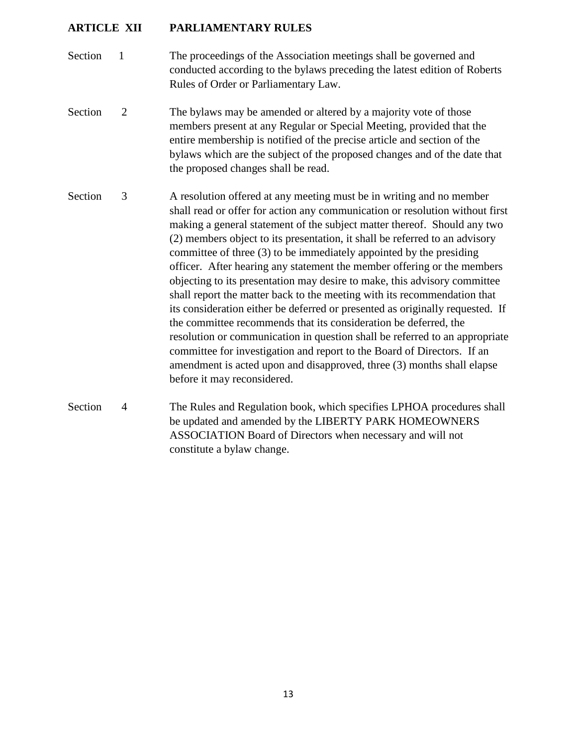## ARTICLE XII PARLIAMENTARY RULES

Section 1 The proceedings of the Association meetings shall be governed and conducted according to the bylaws preceding the latest edition of Roberts Rules of Order or Parliamentary Law.

Section 2 The bylaws may be amended or altered by a majority vote of those members present at any Regular or Special Meeting, provided that the entire membership is notified of the precise article and section of the bylaws which are the subject of the proposed changes and of the date that the proposed changes shall be read.

Section 3 A resolution offered at any meeting must be in writing and no member shall read or offer for action any communication or resolution without first making a general statement of the subject matter thereof. Should any two (2) members object to its presentation, it shall be referred to an advisory committee of three (3) to be immediately appointed by the presiding officer. After hearing any statement the member offering or the members objecting to its presentation may desire to make, this advisory committee shall report the matter back to the meeting with its recommendation that its consideration either be deferred or presented as originally requested. If the committee recommends that its consideration be deferred, the resolution or communication in question shall be referred to an appropriate committee for investigation and report to the Board of Directors. If an amendment is acted upon and disapproved, three (3) months shall elapse before it may reconsidered.

Section 4 The Rules and Regulation book, which specifies LPHOA procedures shall be updated and amended by the LIBERTY PARK HOMEOWNERS ASSOCIATION Board of Directors when necessary and will not constitute a bylaw change.